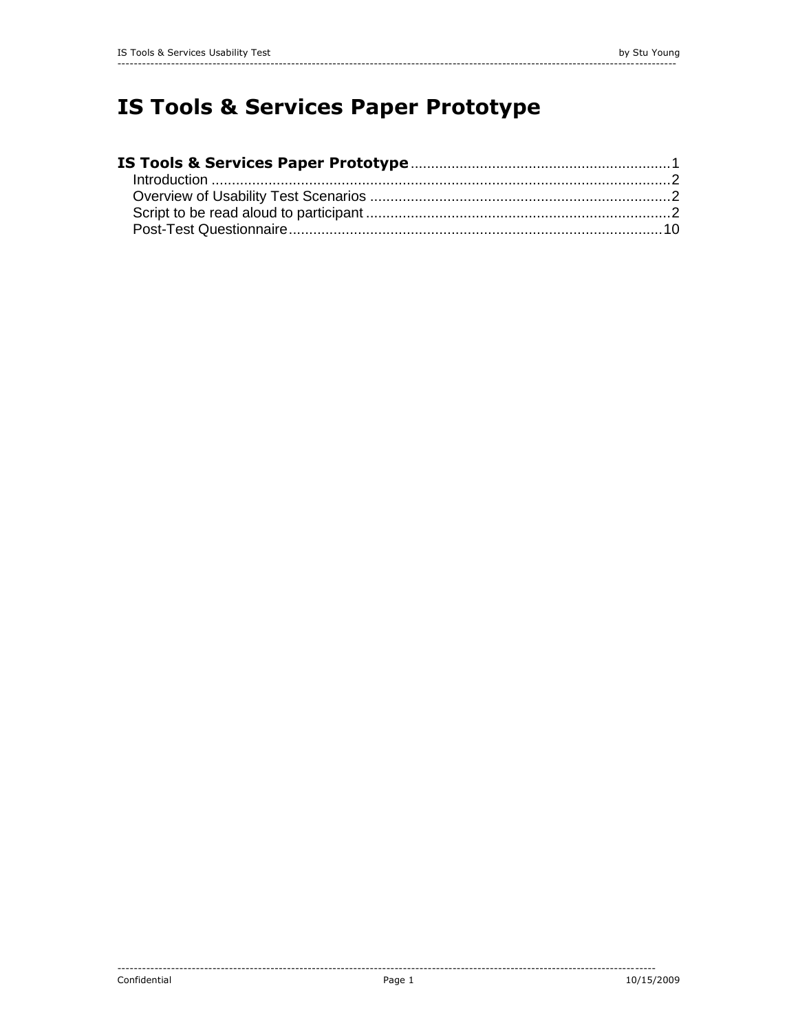# IS Tools & Services Paper Prototype

**IS Tools & Services Paper Prototype** ........................................................ 1
- Introduction ........................................................ 2
- Overview of Usability Test Scenarios ........................................................ 2
- Script to be read aloud to participant ........................................................ 2
- Post-Test Questionnaire ........................................................ 10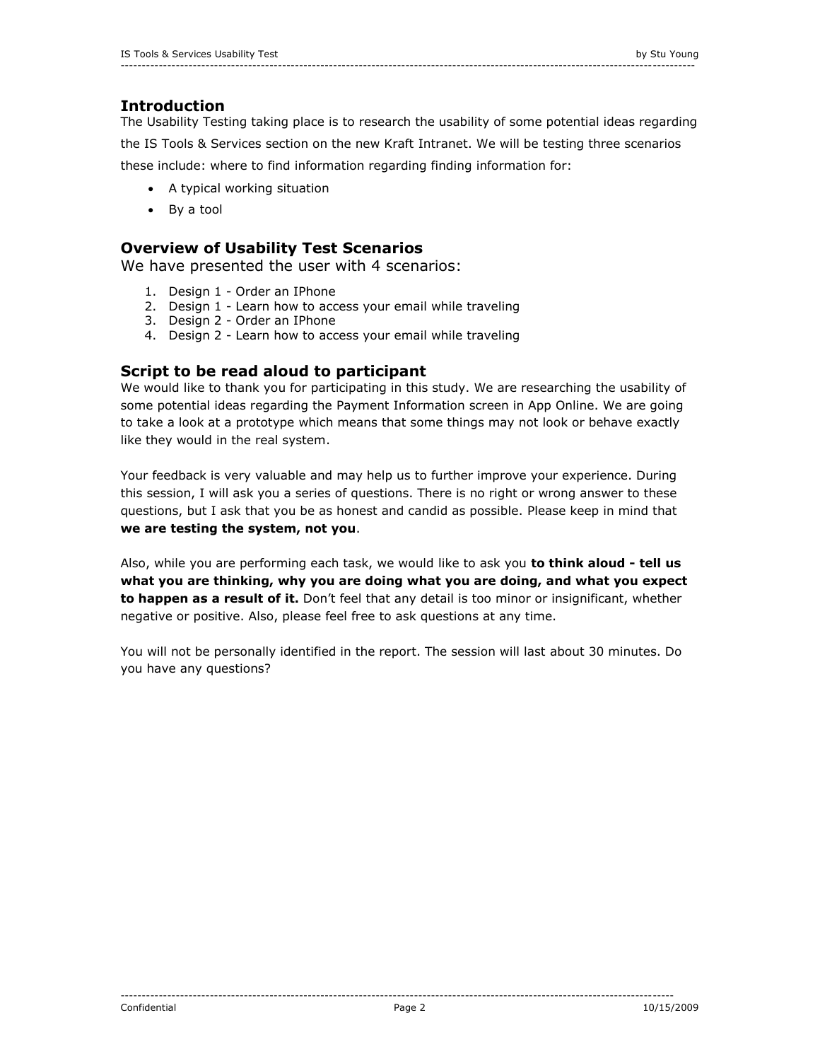## Introduction

The Usability Testing taking place is to research the usability of some potential ideas regarding the IS Tools & Services section on the new Kraft Intranet. We will be testing three scenarios these include: where to find information regarding finding information for:

- A typical working situation
- By a tool

## Overview of Usability Test Scenarios

We have presented the user with 4 scenarios:

1. Design 1 - Order an IPhone
2. Design 1 - Learn how to access your email while traveling
3. Design 2 - Order an IPhone
4. Design 2 - Learn how to access your email while traveling

## Script to be read aloud to participant

We would like to thank you for participating in this study. We are researching the usability of some potential ideas regarding the Payment Information screen in App Online. We are going to take a look at a prototype which means that some things may not look or behave exactly like they would in the real system.

Your feedback is very valuable and may help us to further improve your experience. During this session, I will ask you a series of questions. There is no right or wrong answer to these questions, but I ask that you be as honest and candid as possible. Please keep in mind that **we are testing the system, not you**.

Also, while you are performing each task, we would like to ask you **to think aloud - tell us what you are thinking, why you are doing what you are doing, and what you expect to happen as a result of it.** Don't feel that any detail is too minor or insignificant, whether negative or positive. Also, please feel free to ask questions at any time.

You will not be personally identified in the report. The session will last about 30 minutes. Do you have any questions?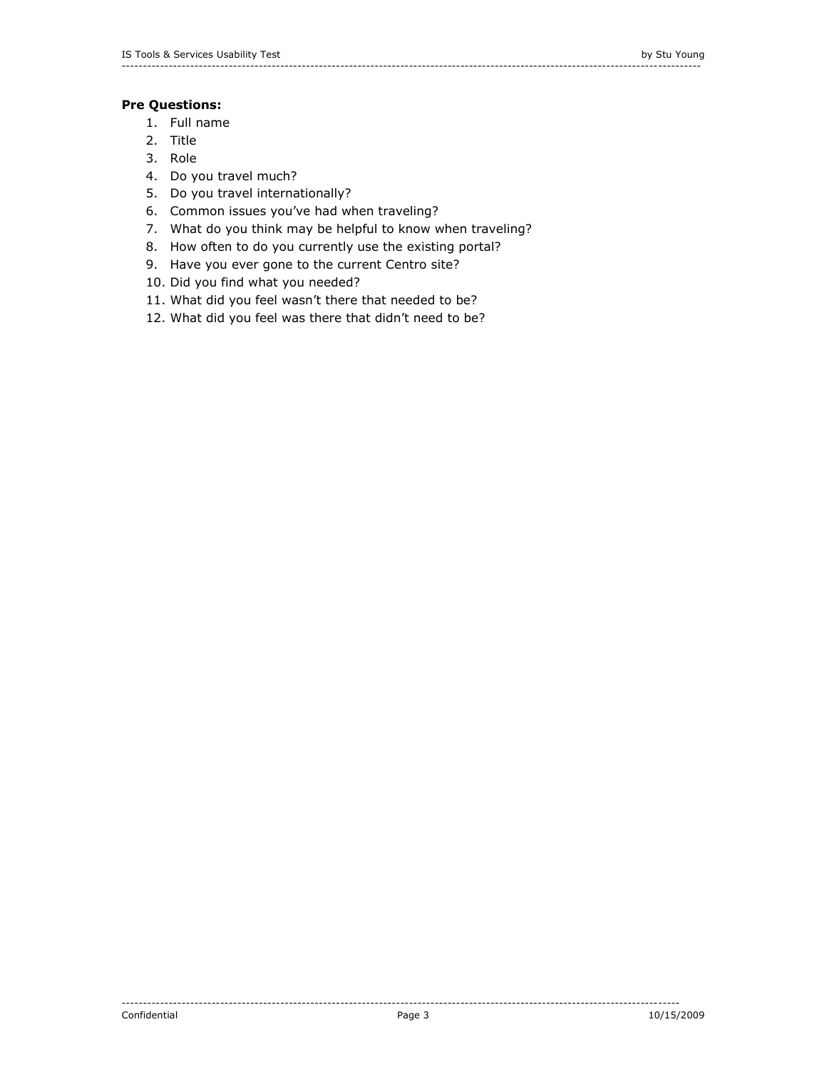**Pre Questions:**

1. Full name
2. Title
3. Role
4. Do you travel much?
5. Do you travel internationally?
6. Common issues you've had when traveling?
7. What do you think may be helpful to know when traveling?
8. How often to do you currently use the existing portal?
9. Have you ever gone to the current Centro site?
10. Did you find what you needed?
11. What did you feel wasn't there that needed to be?
12. What did you feel was there that didn't need to be?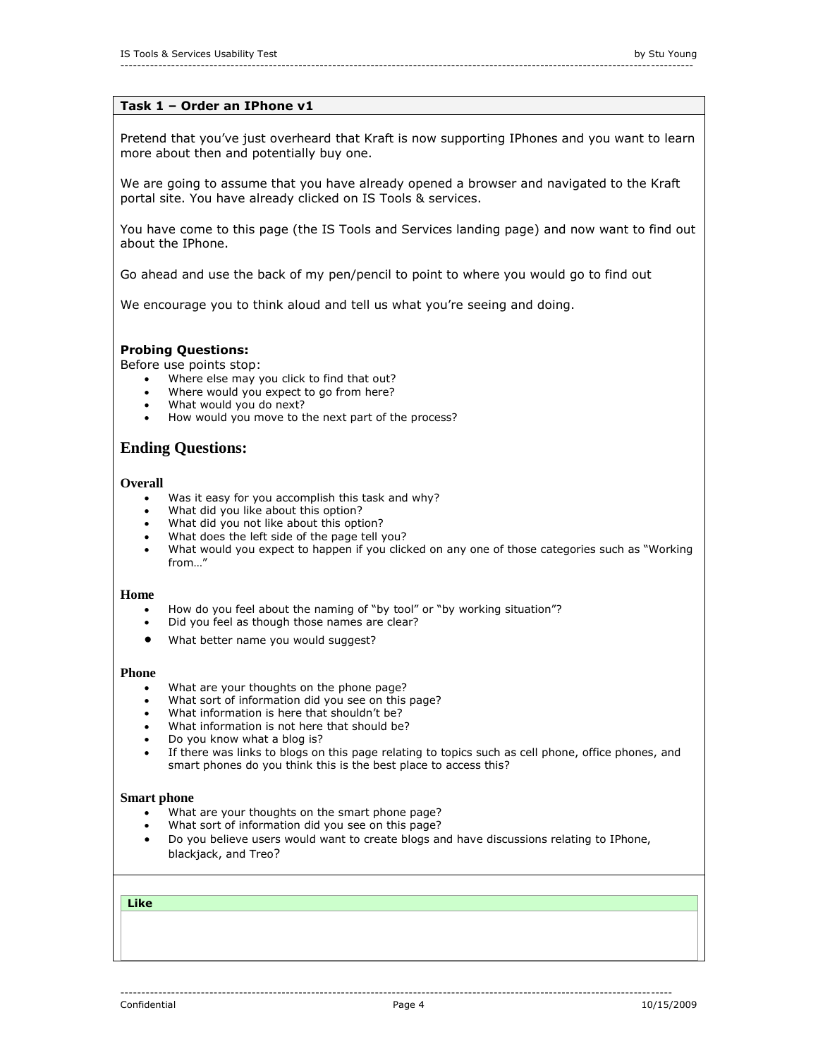## Task 1 – Order an IPhone v1

Pretend that you've just overheard that Kraft is now supporting IPhones and you want to learn more about then and potentially buy one.

We are going to assume that you have already opened a browser and navigated to the Kraft portal site. You have already clicked on IS Tools & services.

You have come to this page (the IS Tools and Services landing page) and now want to find out about the IPhone.

Go ahead and use the back of my pen/pencil to point to where you would go to find out

We encourage you to think aloud and tell us what you're seeing and doing.

### Probing Questions:

Before use points stop:

- Where else may you click to find that out?
- Where would you expect to go from here?
- What would you do next?
- How would you move to the next part of the process?

## Ending Questions:

### Overall

- Was it easy for you accomplish this task and why?
- What did you like about this option?
- What did you not like about this option?
- What does the left side of the page tell you?
- What would you expect to happen if you clicked on any one of those categories such as "Working from…"

### Home

- How do you feel about the naming of "by tool" or "by working situation"?
- Did you feel as though those names are clear?
- What better name you would suggest?

### Phone

- What are your thoughts on the phone page?
- What sort of information did you see on this page?
- What information is here that shouldn't be?
- What information is not here that should be?
- Do you know what a blog is?
- If there was links to blogs on this page relating to topics such as cell phone, office phones, and smart phones do you think this is the best place to access this?

### Smart phone

- What are your thoughts on the smart phone page?
- What sort of information did you see on this page?
- Do you believe users would want to create blogs and have discussions relating to IPhone, blackjack, and Treo?

| Like |
| --- |
| |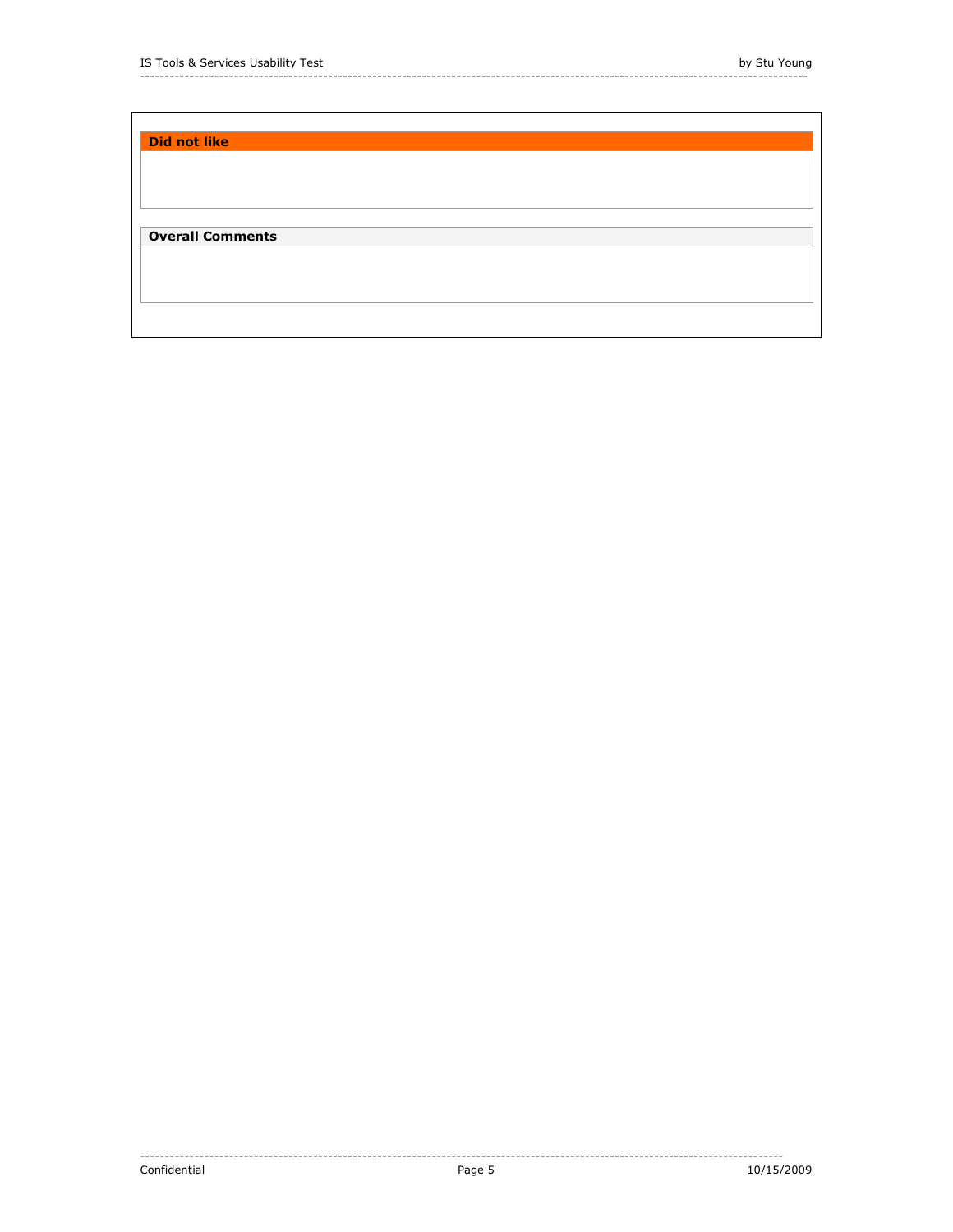| Did not like |
| --- |
| |

| Overall Comments |
| --- |
| |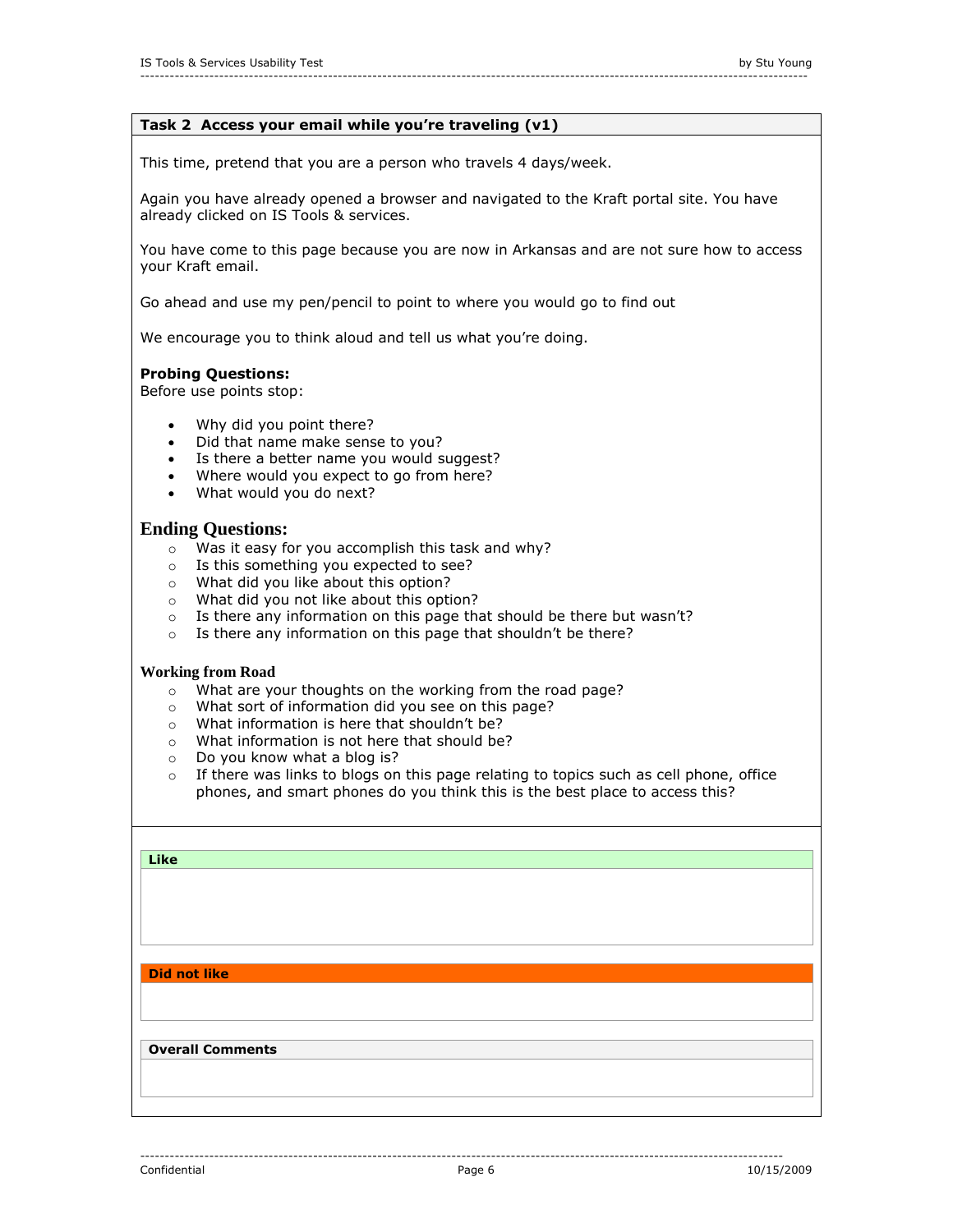## Task 2 Access your email while you're traveling (v1)

This time, pretend that you are a person who travels 4 days/week.

Again you have already opened a browser and navigated to the Kraft portal site. You have already clicked on IS Tools & services.

You have come to this page because you are now in Arkansas and are not sure how to access your Kraft email.

Go ahead and use my pen/pencil to point to where you would go to find out

We encourage you to think aloud and tell us what you're doing.

**Probing Questions:**
Before use points stop:

- Why did you point there?
- Did that name make sense to you?
- Is there a better name you would suggest?
- Where would you expect to go from here?
- What would you do next?

### Ending Questions:

- Was it easy for you accomplish this task and why?
- Is this something you expected to see?
- What did you like about this option?
- What did you not like about this option?
- Is there any information on this page that should be there but wasn't?
- Is there any information on this page that shouldn't be there?

**Working from Road**

- What are your thoughts on the working from the road page?
- What sort of information did you see on this page?
- What information is here that shouldn't be?
- What information is not here that should be?
- Do you know what a blog is?
- If there was links to blogs on this page relating to topics such as cell phone, office phones, and smart phones do you think this is the best place to access this?

| Like |
| --- |
| |

| Did not like |
| --- |
| |

| Overall Comments |
| --- |
| |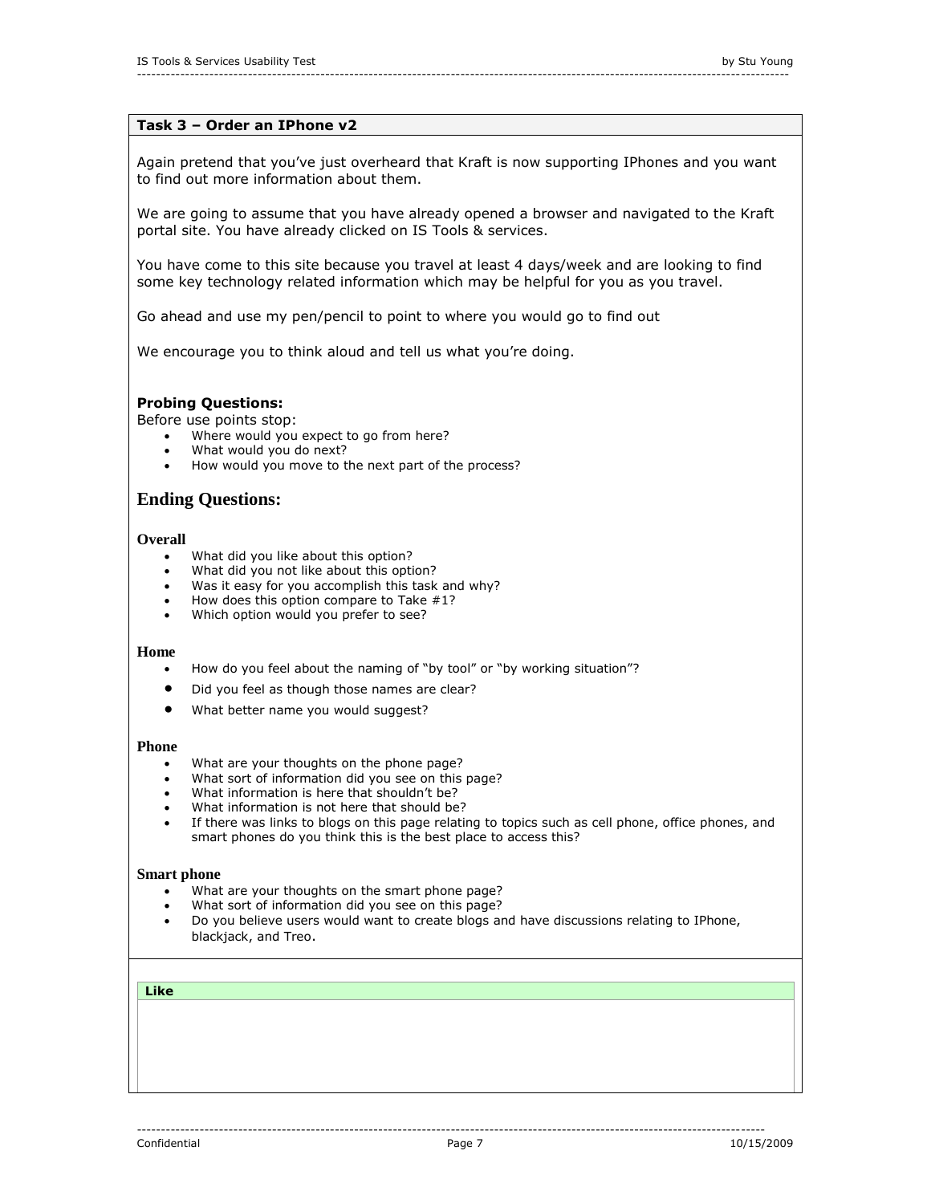## Task 3 – Order an IPhone v2

Again pretend that you've just overheard that Kraft is now supporting IPhones and you want to find out more information about them.

We are going to assume that you have already opened a browser and navigated to the Kraft portal site. You have already clicked on IS Tools & services.

You have come to this site because you travel at least 4 days/week and are looking to find some key technology related information which may be helpful for you as you travel.

Go ahead and use my pen/pencil to point to where you would go to find out

We encourage you to think aloud and tell us what you're doing.

**Probing Questions:**

Before use points stop:

- Where would you expect to go from here?
- What would you do next?
- How would you move to the next part of the process?

## Ending Questions:

**Overall**

- What did you like about this option?
- What did you not like about this option?
- Was it easy for you accomplish this task and why?
- How does this option compare to Take #1?
- Which option would you prefer to see?

**Home**

- How do you feel about the naming of "by tool" or "by working situation"?
- Did you feel as though those names are clear?
- What better name you would suggest?

**Phone**

- What are your thoughts on the phone page?
- What sort of information did you see on this page?
- What information is here that shouldn't be?
- What information is not here that should be?
- If there was links to blogs on this page relating to topics such as cell phone, office phones, and smart phones do you think this is the best place to access this?

**Smart phone**

- What are your thoughts on the smart phone page?
- What sort of information did you see on this page?
- Do you believe users would want to create blogs and have discussions relating to IPhone, blackjack, and Treo.

| Like |
| --- |
| |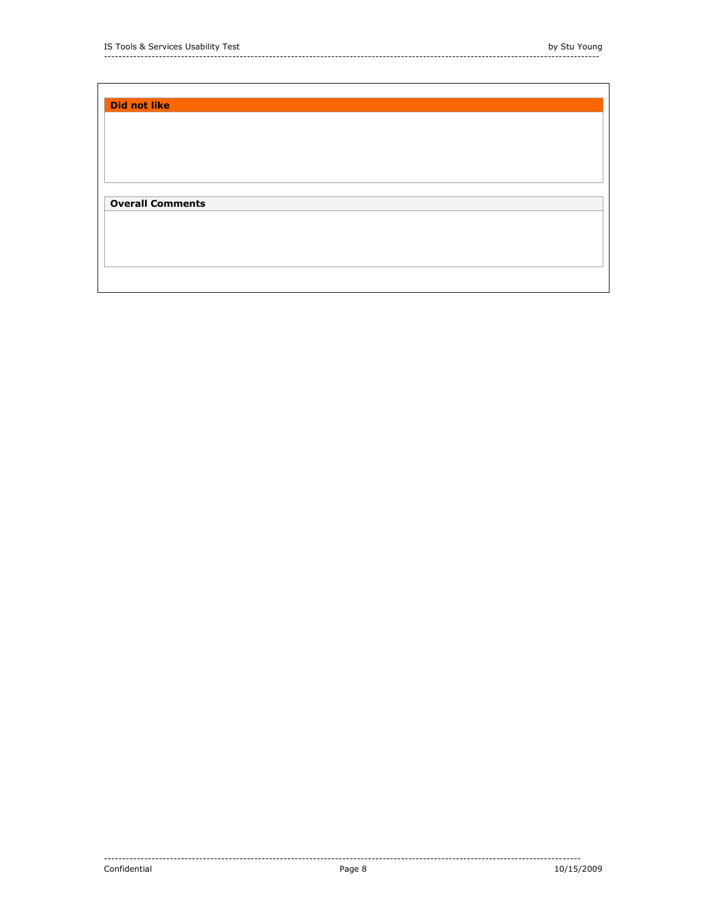**Did not like**

**Overall Comments**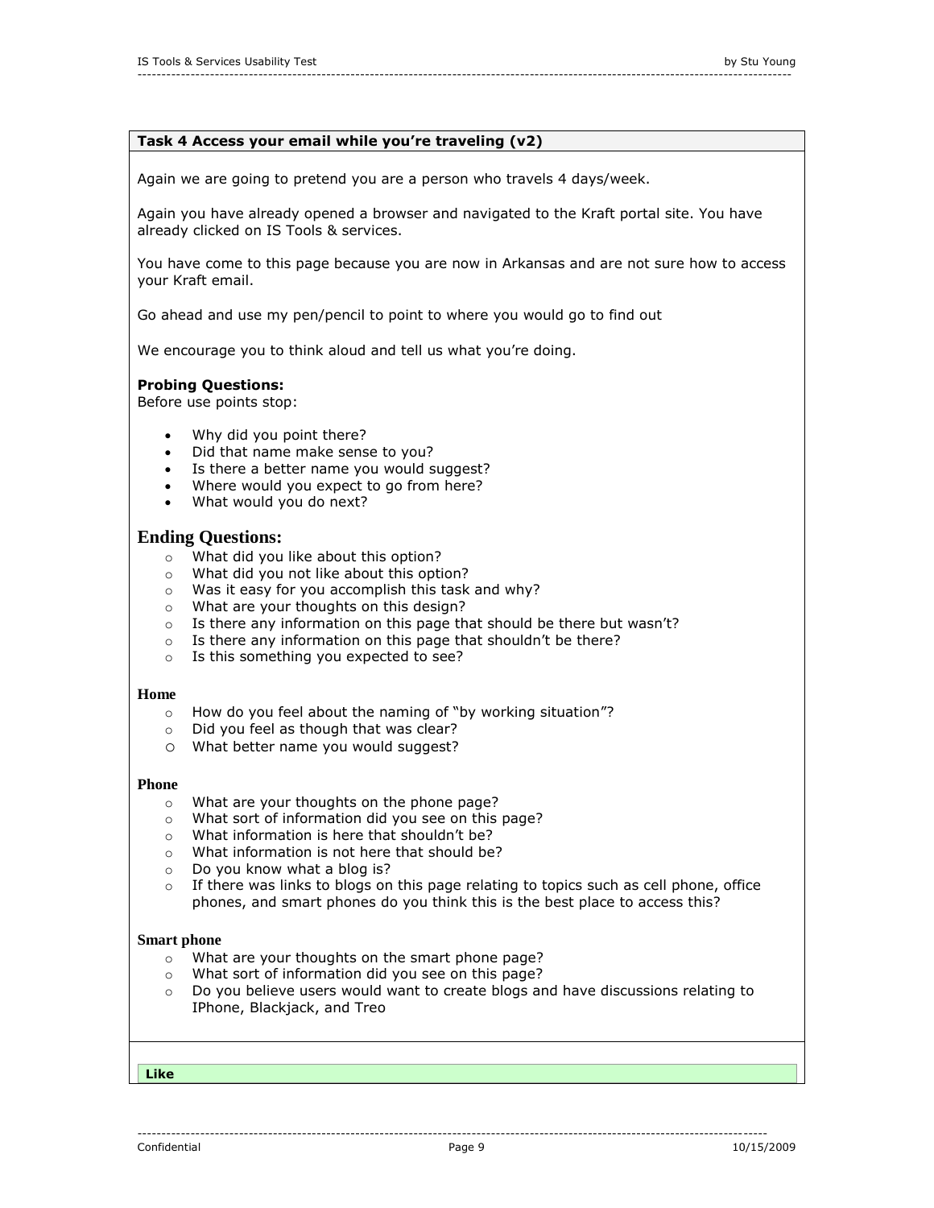**Task 4 Access your email while you're traveling (v2)**

Again we are going to pretend you are a person who travels 4 days/week.

Again you have already opened a browser and navigated to the Kraft portal site. You have already clicked on IS Tools & services.

You have come to this page because you are now in Arkansas and are not sure how to access your Kraft email.

Go ahead and use my pen/pencil to point to where you would go to find out

We encourage you to think aloud and tell us what you're doing.

**Probing Questions:**
Before use points stop:

- Why did you point there?
- Did that name make sense to you?
- Is there a better name you would suggest?
- Where would you expect to go from here?
- What would you do next?

## Ending Questions:

- What did you like about this option?
- What did you not like about this option?
- Was it easy for you accomplish this task and why?
- What are your thoughts on this design?
- Is there any information on this page that should be there but wasn't?
- Is there any information on this page that shouldn't be there?
- Is this something you expected to see?

**Home**

- How do you feel about the naming of "by working situation"?
- Did you feel as though that was clear?
- What better name you would suggest?

**Phone**

- What are your thoughts on the phone page?
- What sort of information did you see on this page?
- What information is here that shouldn't be?
- What information is not here that should be?
- Do you know what a blog is?
- If there was links to blogs on this page relating to topics such as cell phone, office phones, and smart phones do you think this is the best place to access this?

**Smart phone**

- What are your thoughts on the smart phone page?
- What sort of information did you see on this page?
- Do you believe users would want to create blogs and have discussions relating to IPhone, Blackjack, and Treo

**Like**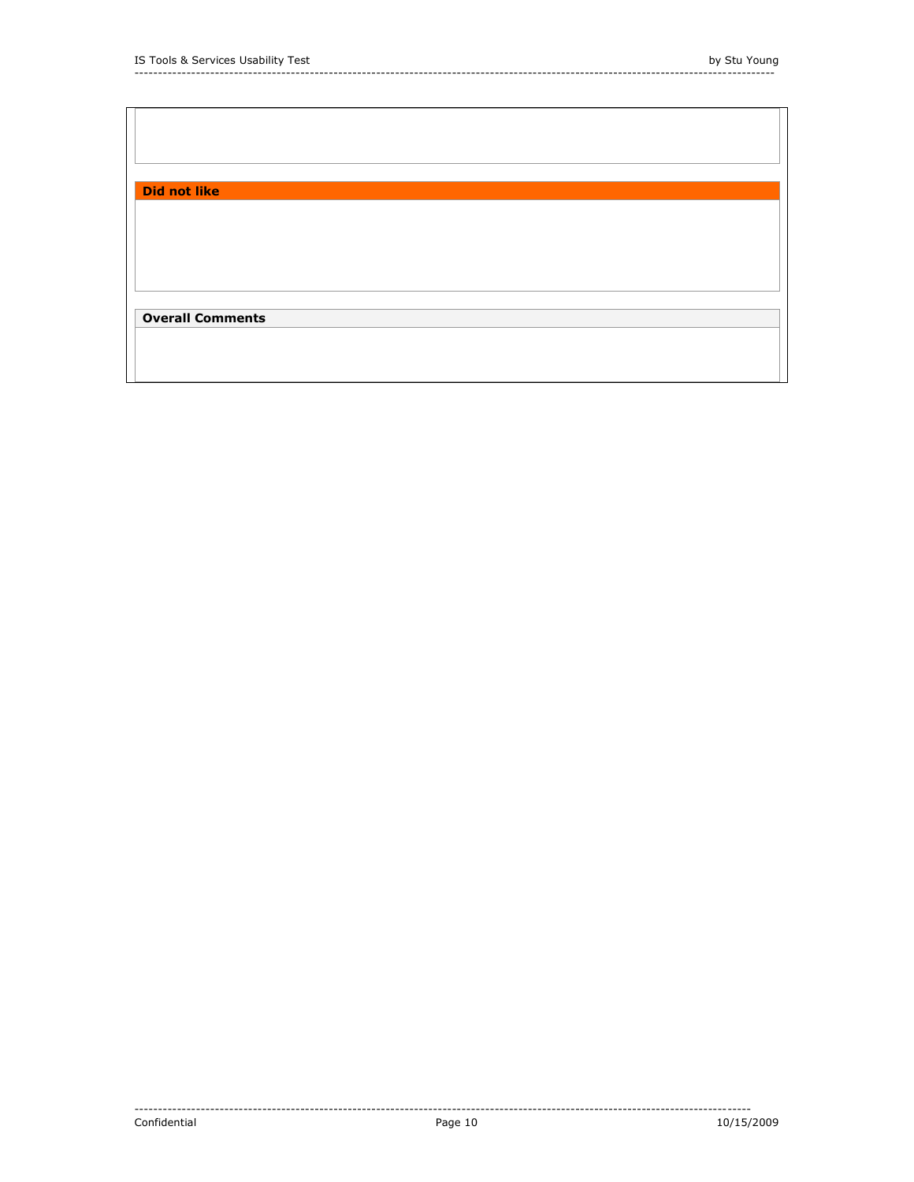**Did not like**

**Overall Comments**